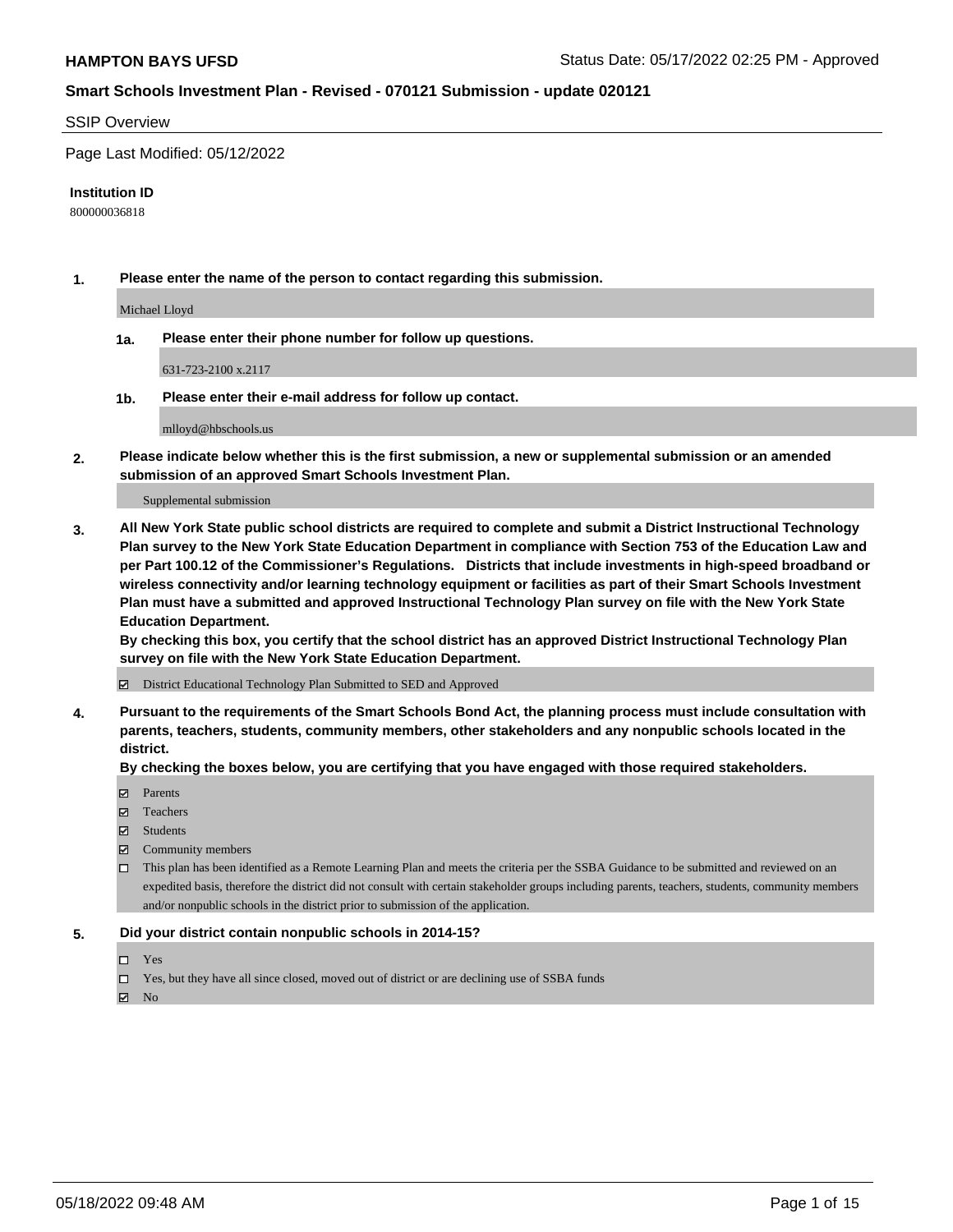**HAMPTON BAYS UFSD** Status Date: 05/17/2022 02:25 PM - Approved

**Smart Schools Investment Plan - Revised - 070121 Submission - update 020121**

SSIP Overview

Page Last Modified: 05/12/2022

**Institution ID**

800000036818

**1. Please enter the name of the person to contact regarding this submission.**

Michael Lloyd

**1a. Please enter their phone number for follow up questions.**

631-723-2100 x.2117

**1b. Please enter their e-mail address for follow up contact.**

mlloyd@hbschools.us

**2. Please indicate below whether this is the first submission, a new or supplemental submission or an amended submission of an approved Smart Schools Investment Plan.**

Supplemental submission

**3. All New York State public school districts are required to complete and submit a District Instructional Technology Plan survey to the New York State Education Department in compliance with Section 753 of the Education Law and per Part 100.12 of the Commissioner's Regulations. Districts that include investments in high-speed broadband or wireless connectivity and/or learning technology equipment or facilities as part of their Smart Schools Investment Plan must have a submitted and approved Instructional Technology Plan survey on file with the New York State Education Department.**
**By checking this box, you certify that the school district has an approved District Instructional Technology Plan survey on file with the New York State Education Department.**

☑ District Educational Technology Plan Submitted to SED and Approved

**4. Pursuant to the requirements of the Smart Schools Bond Act, the planning process must include consultation with parents, teachers, students, community members, other stakeholders and any nonpublic schools located in the district.**
**By checking the boxes below, you are certifying that you have engaged with those required stakeholders.**

☑ Parents
☑ Teachers
☑ Students
☑ Community members
☐ This plan has been identified as a Remote Learning Plan and meets the criteria per the SSBA Guidance to be submitted and reviewed on an expedited basis, therefore the district did not consult with certain stakeholder groups including parents, teachers, students, community members and/or nonpublic schools in the district prior to submission of the application.

**5. Did your district contain nonpublic schools in 2014-15?**

☐ Yes
☐ Yes, but they have all since closed, moved out of district or are declining use of SSBA funds
☑ No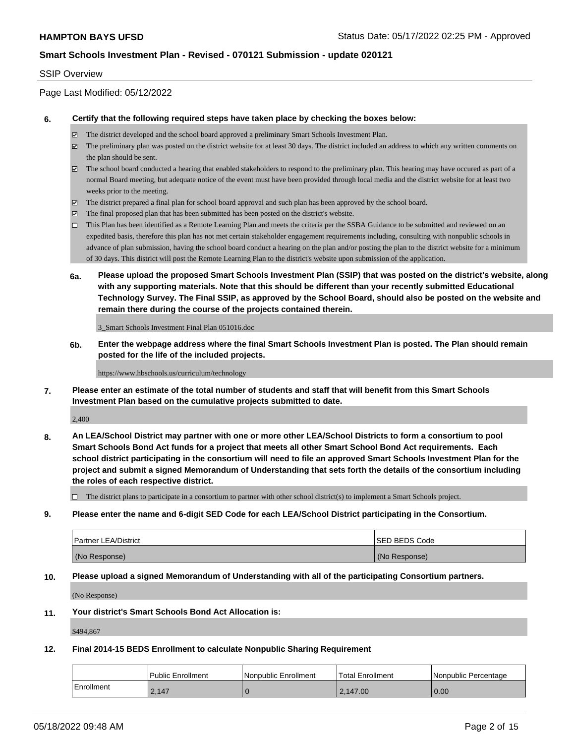SSIP Overview

Page Last Modified: 05/12/2022

**6. Certify that the following required steps have taken place by checking the boxes below:**

- ☑ The district developed and the school board approved a preliminary Smart Schools Investment Plan.
- ☑ The preliminary plan was posted on the district website for at least 30 days. The district included an address to which any written comments on the plan should be sent.
- ☑ The school board conducted a hearing that enabled stakeholders to respond to the preliminary plan. This hearing may have occured as part of a normal Board meeting, but adequate notice of the event must have been provided through local media and the district website for at least two weeks prior to the meeting.
- ☑ The district prepared a final plan for school board approval and such plan has been approved by the school board.
- ☑ The final proposed plan that has been submitted has been posted on the district's website.
- ☐ This Plan has been identified as a Remote Learning Plan and meets the criteria per the SSBA Guidance to be submitted and reviewed on an expedited basis, therefore this plan has not met certain stakeholder engagement requirements including, consulting with nonpublic schools in advance of plan submission, having the school board conduct a hearing on the plan and/or posting the plan to the district website for a minimum of 30 days. This district will post the Remote Learning Plan to the district's website upon submission of the application.

**6a. Please upload the proposed Smart Schools Investment Plan (SSIP) that was posted on the district's website, along with any supporting materials. Note that this should be different than your recently submitted Educational Technology Survey. The Final SSIP, as approved by the School Board, should also be posted on the website and remain there during the course of the projects contained therein.**

3_Smart Schools Investment Final Plan 051016.doc

**6b. Enter the webpage address where the final Smart Schools Investment Plan is posted. The Plan should remain posted for the life of the included projects.**

https://www.hbschools.us/curriculum/technology

**7. Please enter an estimate of the total number of students and staff that will benefit from this Smart Schools Investment Plan based on the cumulative projects submitted to date.**

2,400

**8. An LEA/School District may partner with one or more other LEA/School Districts to form a consortium to pool Smart Schools Bond Act funds for a project that meets all other Smart School Bond Act requirements. Each school district participating in the consortium will need to file an approved Smart Schools Investment Plan for the project and submit a signed Memorandum of Understanding that sets forth the details of the consortium including the roles of each respective district.**

- ☐ The district plans to participate in a consortium to partner with other school district(s) to implement a Smart Schools project.

**9. Please enter the name and 6-digit SED Code for each LEA/School District participating in the Consortium.**

| Partner LEA/District | SED BEDS Code |
|---|---|
| (No Response) | (No Response) |

**10. Please upload a signed Memorandum of Understanding with all of the participating Consortium partners.**

(No Response)

**11. Your district's Smart Schools Bond Act Allocation is:**

$494,867

**12. Final 2014-15 BEDS Enrollment to calculate Nonpublic Sharing Requirement**

| | Public Enrollment | Nonpublic Enrollment | Total Enrollment | Nonpublic Percentage |
|---|---|---|---|---|
| Enrollment | 2,147 | 0 | 2,147.00 | 0.00 |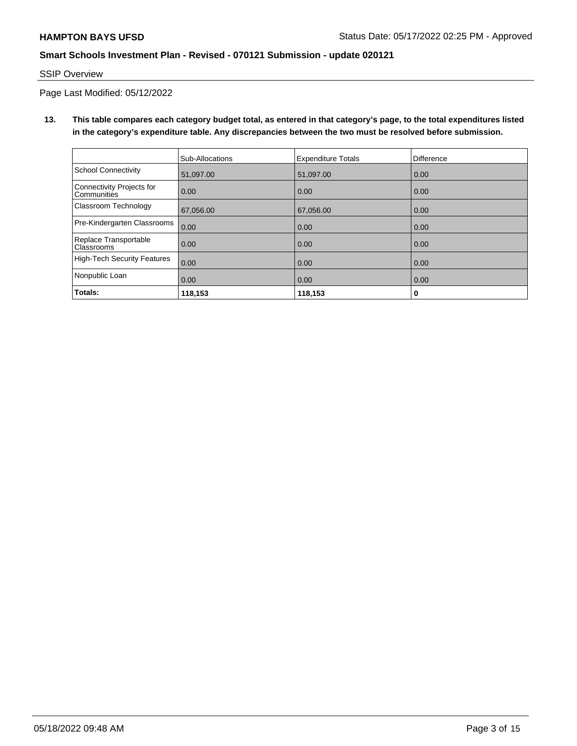## SSIP Overview

Page Last Modified: 05/12/2022

**13. This table compares each category budget total, as entered in that category's page, to the total expenditures listed in the category's expenditure table. Any discrepancies between the two must be resolved before submission.**

| | Sub-Allocations | Expenditure Totals | Difference |
|---|---|---|---|
| School Connectivity | 51,097.00 | 51,097.00 | 0.00 |
| Connectivity Projects for Communities | 0.00 | 0.00 | 0.00 |
| Classroom Technology | 67,056.00 | 67,056.00 | 0.00 |
| Pre-Kindergarten Classrooms | 0.00 | 0.00 | 0.00 |
| Replace Transportable Classrooms | 0.00 | 0.00 | 0.00 |
| High-Tech Security Features | 0.00 | 0.00 | 0.00 |
| Nonpublic Loan | 0.00 | 0.00 | 0.00 |
| **Totals:** | **118,153** | **118,153** | **0** |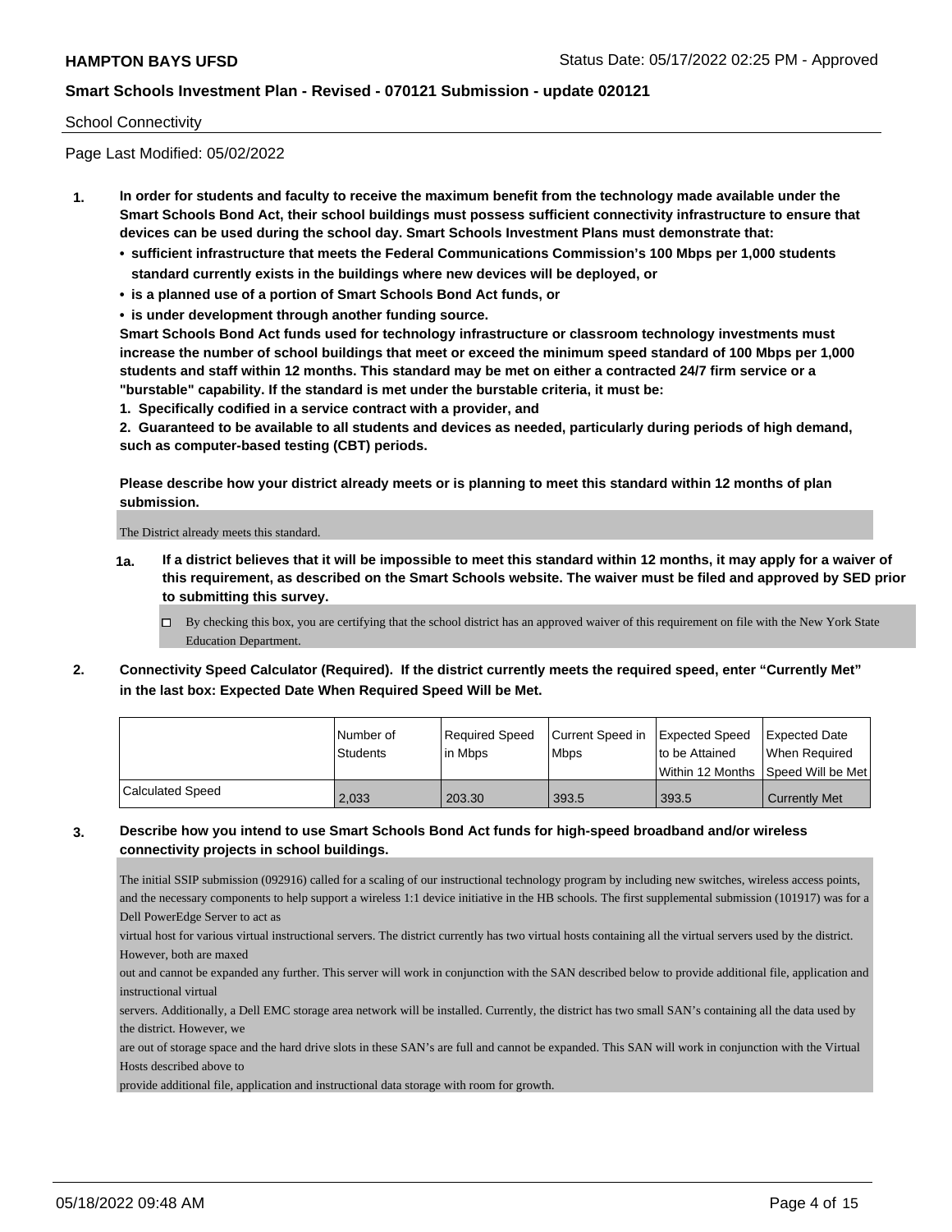School Connectivity

Page Last Modified: 05/02/2022

**1. In order for students and faculty to receive the maximum benefit from the technology made available under the Smart Schools Bond Act, their school buildings must possess sufficient connectivity infrastructure to ensure that devices can be used during the school day. Smart Schools Investment Plans must demonstrate that:**

- **sufficient infrastructure that meets the Federal Communications Commission's 100 Mbps per 1,000 students standard currently exists in the buildings where new devices will be deployed, or**
- **is a planned use of a portion of Smart Schools Bond Act funds, or**
- **is under development through another funding source.**

**Smart Schools Bond Act funds used for technology infrastructure or classroom technology investments must increase the number of school buildings that meet or exceed the minimum speed standard of 100 Mbps per 1,000 students and staff within 12 months. This standard may be met on either a contracted 24/7 firm service or a "burstable" capability. If the standard is met under the burstable criteria, it must be:**

**1. Specifically codified in a service contract with a provider, and**

**2. Guaranteed to be available to all students and devices as needed, particularly during periods of high demand, such as computer-based testing (CBT) periods.**

**Please describe how your district already meets or is planning to meet this standard within 12 months of plan submission.**

The District already meets this standard.

**1a. If a district believes that it will be impossible to meet this standard within 12 months, it may apply for a waiver of this requirement, as described on the Smart Schools website. The waiver must be filed and approved by SED prior to submitting this survey.**

☐ By checking this box, you are certifying that the school district has an approved waiver of this requirement on file with the New York State Education Department.

**2. Connectivity Speed Calculator (Required). If the district currently meets the required speed, enter "Currently Met" in the last box: Expected Date When Required Speed Will be Met.**

| | Number of Students | Required Speed in Mbps | Current Speed in Mbps | Expected Speed to be Attained Within 12 Months | Expected Date When Required Speed Will be Met |
|---|---|---|---|---|---|
| Calculated Speed | 2,033 | 203.30 | 393.5 | 393.5 | Currently Met |

**3. Describe how you intend to use Smart Schools Bond Act funds for high-speed broadband and/or wireless connectivity projects in school buildings.**

The initial SSIP submission (092916) called for a scaling of our instructional technology program by including new switches, wireless access points, and the necessary components to help support a wireless 1:1 device initiative in the HB schools. The first supplemental submission (101917) was for a Dell PowerEdge Server to act as

virtual host for various virtual instructional servers. The district currently has two virtual hosts containing all the virtual servers used by the district. However, both are maxed

out and cannot be expanded any further. This server will work in conjunction with the SAN described below to provide additional file, application and instructional virtual

servers. Additionally, a Dell EMC storage area network will be installed. Currently, the district has two small SAN's containing all the data used by the district. However, we

are out of storage space and the hard drive slots in these SAN's are full and cannot be expanded. This SAN will work in conjunction with the Virtual Hosts described above to

provide additional file, application and instructional data storage with room for growth.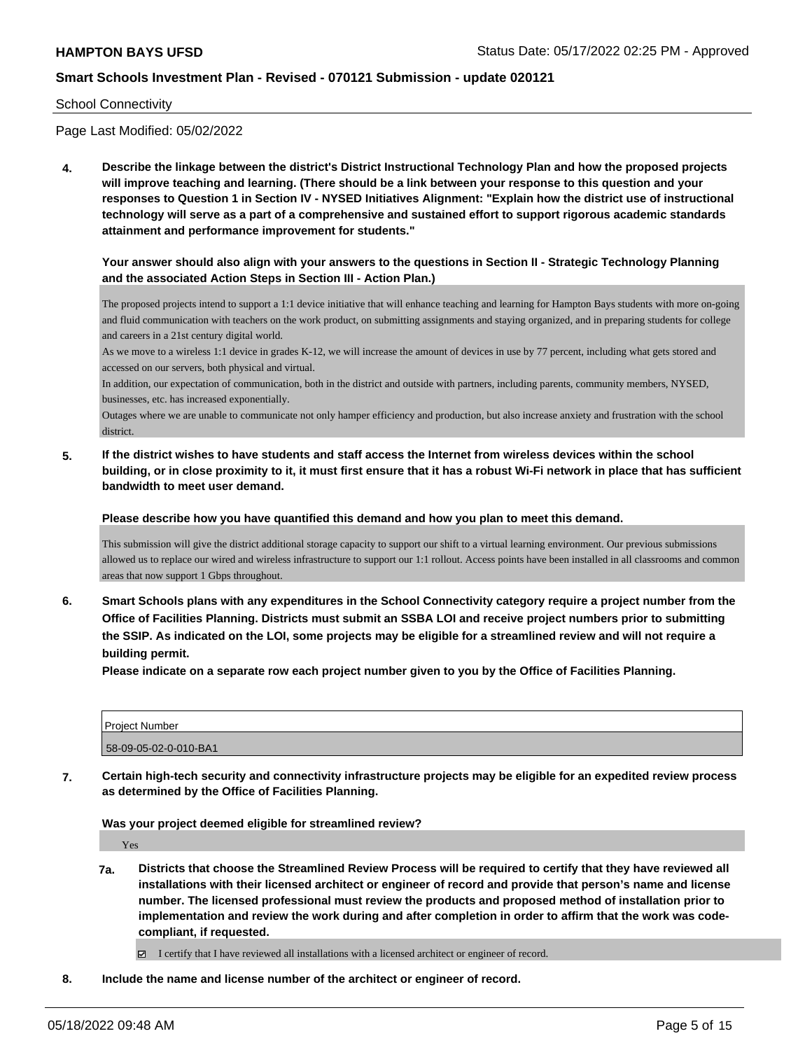School Connectivity

Page Last Modified: 05/02/2022

**4. Describe the linkage between the district's District Instructional Technology Plan and how the proposed projects will improve teaching and learning. (There should be a link between your response to this question and your responses to Question 1 in Section IV - NYSED Initiatives Alignment: "Explain how the district use of instructional technology will serve as a part of a comprehensive and sustained effort to support rigorous academic standards attainment and performance improvement for students."**

**Your answer should also align with your answers to the questions in Section II - Strategic Technology Planning and the associated Action Steps in Section III - Action Plan.)**

The proposed projects intend to support a 1:1 device initiative that will enhance teaching and learning for Hampton Bays students with more on-going and fluid communication with teachers on the work product, on submitting assignments and staying organized, and in preparing students for college and careers in a 21st century digital world.
As we move to a wireless 1:1 device in grades K-12, we will increase the amount of devices in use by 77 percent, including what gets stored and accessed on our servers, both physical and virtual.
In addition, our expectation of communication, both in the district and outside with partners, including parents, community members, NYSED, businesses, etc. has increased exponentially.
Outages where we are unable to communicate not only hamper efficiency and production, but also increase anxiety and frustration with the school district.

**5. If the district wishes to have students and staff access the Internet from wireless devices within the school building, or in close proximity to it, it must first ensure that it has a robust Wi-Fi network in place that has sufficient bandwidth to meet user demand.**

**Please describe how you have quantified this demand and how you plan to meet this demand.**

This submission will give the district additional storage capacity to support our shift to a virtual learning environment. Our previous submissions allowed us to replace our wired and wireless infrastructure to support our 1:1 rollout. Access points have been installed in all classrooms and common areas that now support 1 Gbps throughout.

**6. Smart Schools plans with any expenditures in the School Connectivity category require a project number from the Office of Facilities Planning. Districts must submit an SSBA LOI and receive project numbers prior to submitting the SSIP. As indicated on the LOI, some projects may be eligible for a streamlined review and will not require a building permit.**

**Please indicate on a separate row each project number given to you by the Office of Facilities Planning.**

| Project Number |
| --- |
| 58-09-05-02-0-010-BA1 |

**7. Certain high-tech security and connectivity infrastructure projects may be eligible for an expedited review process as determined by the Office of Facilities Planning.**

**Was your project deemed eligible for streamlined review?**

Yes

**7a. Districts that choose the Streamlined Review Process will be required to certify that they have reviewed all installations with their licensed architect or engineer of record and provide that person's name and license number. The licensed professional must review the products and proposed method of installation prior to implementation and review the work during and after completion in order to affirm that the work was code-compliant, if requested.**

☑ I certify that I have reviewed all installations with a licensed architect or engineer of record.

**8. Include the name and license number of the architect or engineer of record.**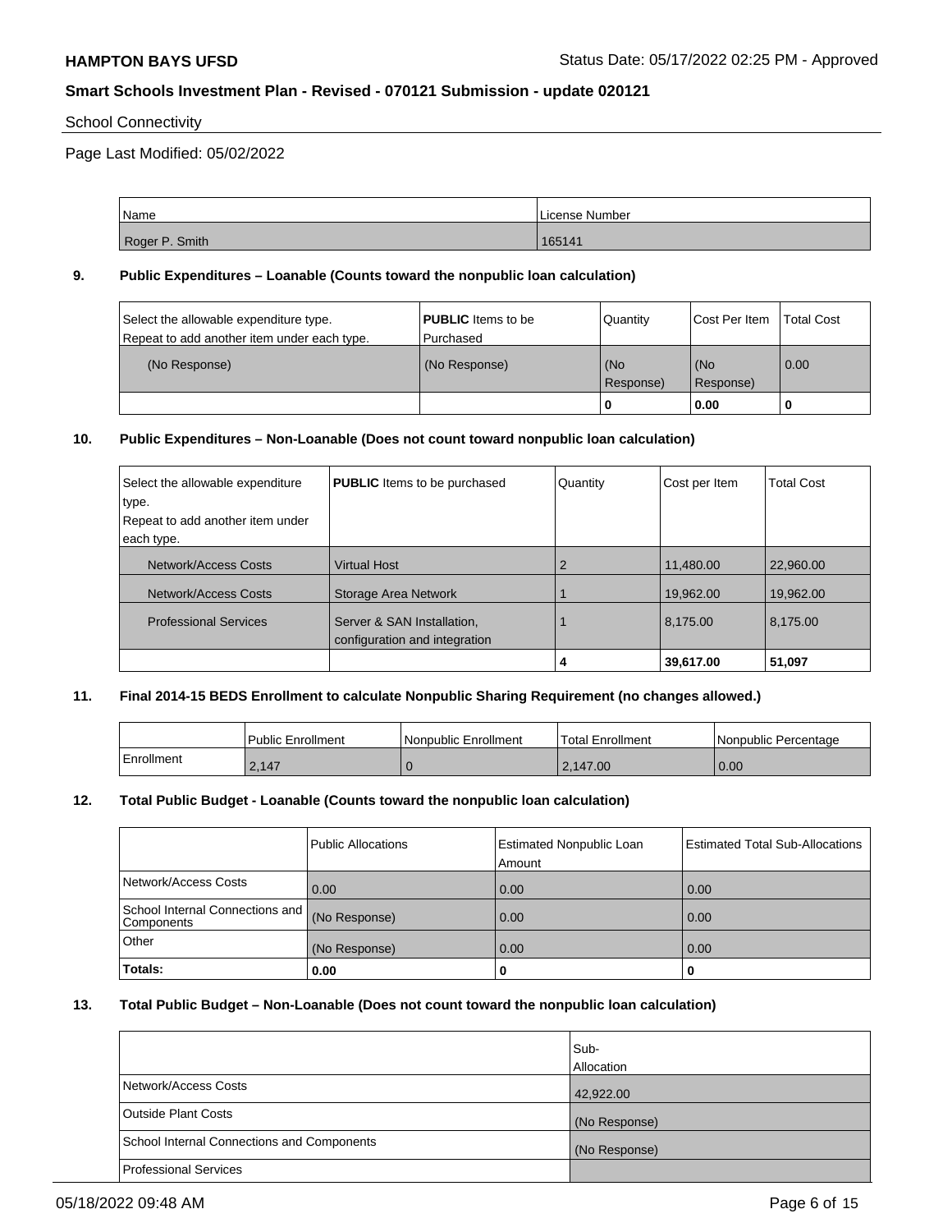School Connectivity

Page Last Modified: 05/02/2022

| Name | License Number |
|---|---|
| Roger P. Smith | 165141 |

**9. Public Expenditures – Loanable (Counts toward the nonpublic loan calculation)**

| Select the allowable expenditure type. Repeat to add another item under each type. | **PUBLIC** Items to be Purchased | Quantity | Cost Per Item | Total Cost |
|---|---|---|---|---|
| (No Response) | (No Response) | (No Response) | (No Response) | 0.00 |
| | | **0** | **0.00** | **0** |

**10. Public Expenditures – Non-Loanable (Does not count toward nonpublic loan calculation)**

| Select the allowable expenditure type. Repeat to add another item under each type. | **PUBLIC** Items to be purchased | Quantity | Cost per Item | Total Cost |
|---|---|---|---|---|
| Network/Access Costs | Virtual Host | 2 | 11,480.00 | 22,960.00 |
| Network/Access Costs | Storage Area Network | 1 | 19,962.00 | 19,962.00 |
| Professional Services | Server & SAN Installation, configuration and integration | 1 | 8,175.00 | 8,175.00 |
| | | **4** | **39,617.00** | **51,097** |

**11. Final 2014-15 BEDS Enrollment to calculate Nonpublic Sharing Requirement (no changes allowed.)**

| | Public Enrollment | Nonpublic Enrollment | Total Enrollment | Nonpublic Percentage |
|---|---|---|---|---|
| Enrollment | 2,147 | 0 | 2,147.00 | 0.00 |

**12. Total Public Budget - Loanable (Counts toward the nonpublic loan calculation)**

| | Public Allocations | Estimated Nonpublic Loan Amount | Estimated Total Sub-Allocations |
|---|---|---|---|
| Network/Access Costs | 0.00 | 0.00 | 0.00 |
| School Internal Connections and Components | (No Response) | 0.00 | 0.00 |
| Other | (No Response) | 0.00 | 0.00 |
| **Totals:** | **0.00** | **0** | **0** |

**13. Total Public Budget – Non-Loanable (Does not count toward the nonpublic loan calculation)**

| | Sub-Allocation |
|---|---|
| Network/Access Costs | 42,922.00 |
| Outside Plant Costs | (No Response) |
| School Internal Connections and Components | (No Response) |
| Professional Services | |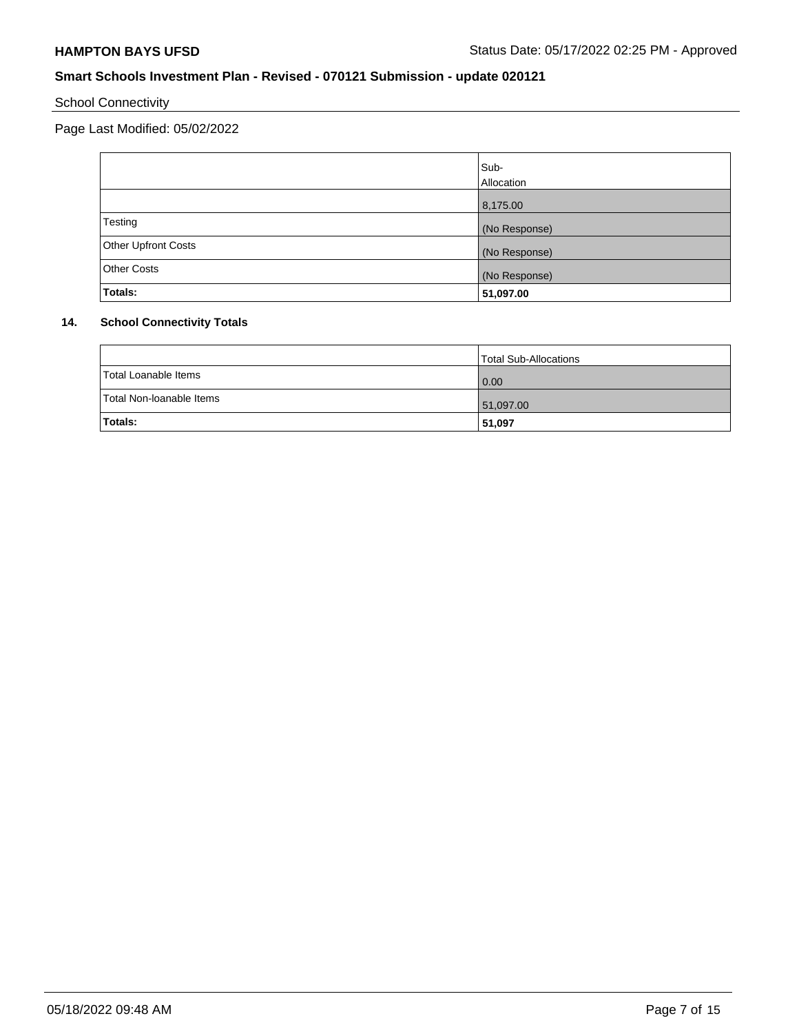**HAMPTON BAYS UFSD** Status Date: 05/17/2022 02:25 PM - Approved

**Smart Schools Investment Plan - Revised - 070121 Submission - update 020121**

School Connectivity

Page Last Modified: 05/02/2022

| | Sub-Allocation |
|---|---|
| | 8,175.00 |
| Testing | (No Response) |
| Other Upfront Costs | (No Response) |
| Other Costs | (No Response) |
| **Totals:** | **51,097.00** |

**14. School Connectivity Totals**

| | Total Sub-Allocations |
|---|---|
| Total Loanable Items | 0.00 |
| Total Non-loanable Items | 51,097.00 |
| **Totals:** | **51,097** |

05/18/2022 09:48 AM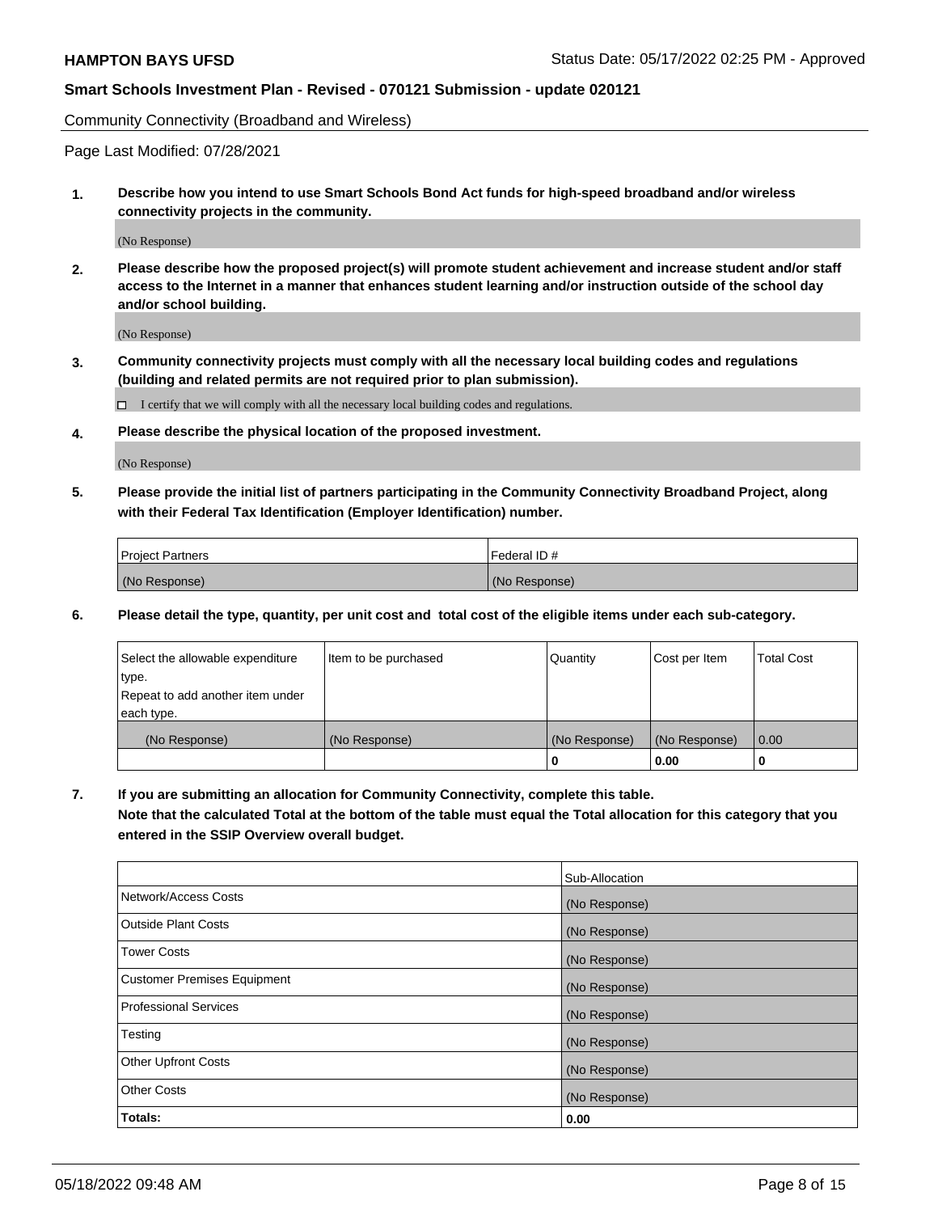Community Connectivity (Broadband and Wireless)

Page Last Modified: 07/28/2021

**1. Describe how you intend to use Smart Schools Bond Act funds for high-speed broadband and/or wireless connectivity projects in the community.**

(No Response)

**2. Please describe how the proposed project(s) will promote student achievement and increase student and/or staff access to the Internet in a manner that enhances student learning and/or instruction outside of the school day and/or school building.**

(No Response)

**3. Community connectivity projects must comply with all the necessary local building codes and regulations (building and related permits are not required prior to plan submission).**

☐ I certify that we will comply with all the necessary local building codes and regulations.

**4. Please describe the physical location of the proposed investment.**

(No Response)

**5. Please provide the initial list of partners participating in the Community Connectivity Broadband Project, along with their Federal Tax Identification (Employer Identification) number.**

| Project Partners | Federal ID # |
|---|---|
| (No Response) | (No Response) |

**6. Please detail the type, quantity, per unit cost and total cost of the eligible items under each sub-category.**

| Select the allowable expenditure type. Repeat to add another item under each type. | Item to be purchased | Quantity | Cost per Item | Total Cost |
|---|---|---|---|---|
| (No Response) | (No Response) | (No Response) | (No Response) | 0.00 |
| | | 0 | 0.00 | 0 |

**7. If you are submitting an allocation for Community Connectivity, complete this table. Note that the calculated Total at the bottom of the table must equal the Total allocation for this category that you entered in the SSIP Overview overall budget.**

| | Sub-Allocation |
|---|---|
| Network/Access Costs | (No Response) |
| Outside Plant Costs | (No Response) |
| Tower Costs | (No Response) |
| Customer Premises Equipment | (No Response) |
| Professional Services | (No Response) |
| Testing | (No Response) |
| Other Upfront Costs | (No Response) |
| Other Costs | (No Response) |
| **Totals:** | **0.00** |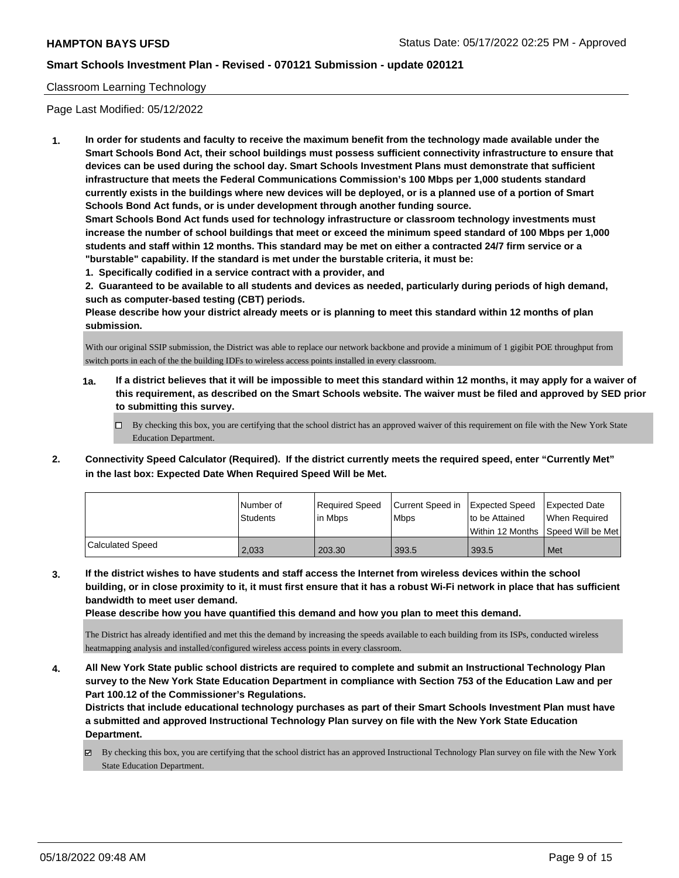## Classroom Learning Technology

Page Last Modified: 05/12/2022

**1. In order for students and faculty to receive the maximum benefit from the technology made available under the Smart Schools Bond Act, their school buildings must possess sufficient connectivity infrastructure to ensure that devices can be used during the school day. Smart Schools Investment Plans must demonstrate that sufficient infrastructure that meets the Federal Communications Commission's 100 Mbps per 1,000 students standard currently exists in the buildings where new devices will be deployed, or is a planned use of a portion of Smart Schools Bond Act funds, or is under development through another funding source.**

**Smart Schools Bond Act funds used for technology infrastructure or classroom technology investments must increase the number of school buildings that meet or exceed the minimum speed standard of 100 Mbps per 1,000 students and staff within 12 months. This standard may be met on either a contracted 24/7 firm service or a "burstable" capability. If the standard is met under the burstable criteria, it must be:**

**1. Specifically codified in a service contract with a provider, and**

**2. Guaranteed to be available to all students and devices as needed, particularly during periods of high demand, such as computer-based testing (CBT) periods.**

**Please describe how your district already meets or is planning to meet this standard within 12 months of plan submission.**

With our original SSIP submission, the District was able to replace our network backbone and provide a minimum of 1 gigibit POE throughput from switch ports in each of the the building IDFs to wireless access points installed in every classroom.

**1a. If a district believes that it will be impossible to meet this standard within 12 months, it may apply for a waiver of this requirement, as described on the Smart Schools website. The waiver must be filed and approved by SED prior to submitting this survey.**

☐ By checking this box, you are certifying that the school district has an approved waiver of this requirement on file with the New York State Education Department.

**2. Connectivity Speed Calculator (Required). If the district currently meets the required speed, enter "Currently Met" in the last box: Expected Date When Required Speed Will be Met.**

| | Number of Students | Required Speed in Mbps | Current Speed in Mbps | Expected Speed to be Attained Within 12 Months | Expected Date When Required Speed Will be Met |
|---|---|---|---|---|---|
| Calculated Speed | 2,033 | 203.30 | 393.5 | 393.5 | Met |

**3. If the district wishes to have students and staff access the Internet from wireless devices within the school building, or in close proximity to it, it must first ensure that it has a robust Wi-Fi network in place that has sufficient bandwidth to meet user demand.**

**Please describe how you have quantified this demand and how you plan to meet this demand.**

The District has already identified and met this the demand by increasing the speeds available to each building from its ISPs, conducted wireless heatmapping analysis and installed/configured wireless access points in every classroom.

**4. All New York State public school districts are required to complete and submit an Instructional Technology Plan survey to the New York State Education Department in compliance with Section 753 of the Education Law and per Part 100.12 of the Commissioner's Regulations.**

**Districts that include educational technology purchases as part of their Smart Schools Investment Plan must have a submitted and approved Instructional Technology Plan survey on file with the New York State Education Department.**

☑ By checking this box, you are certifying that the school district has an approved Instructional Technology Plan survey on file with the New York State Education Department.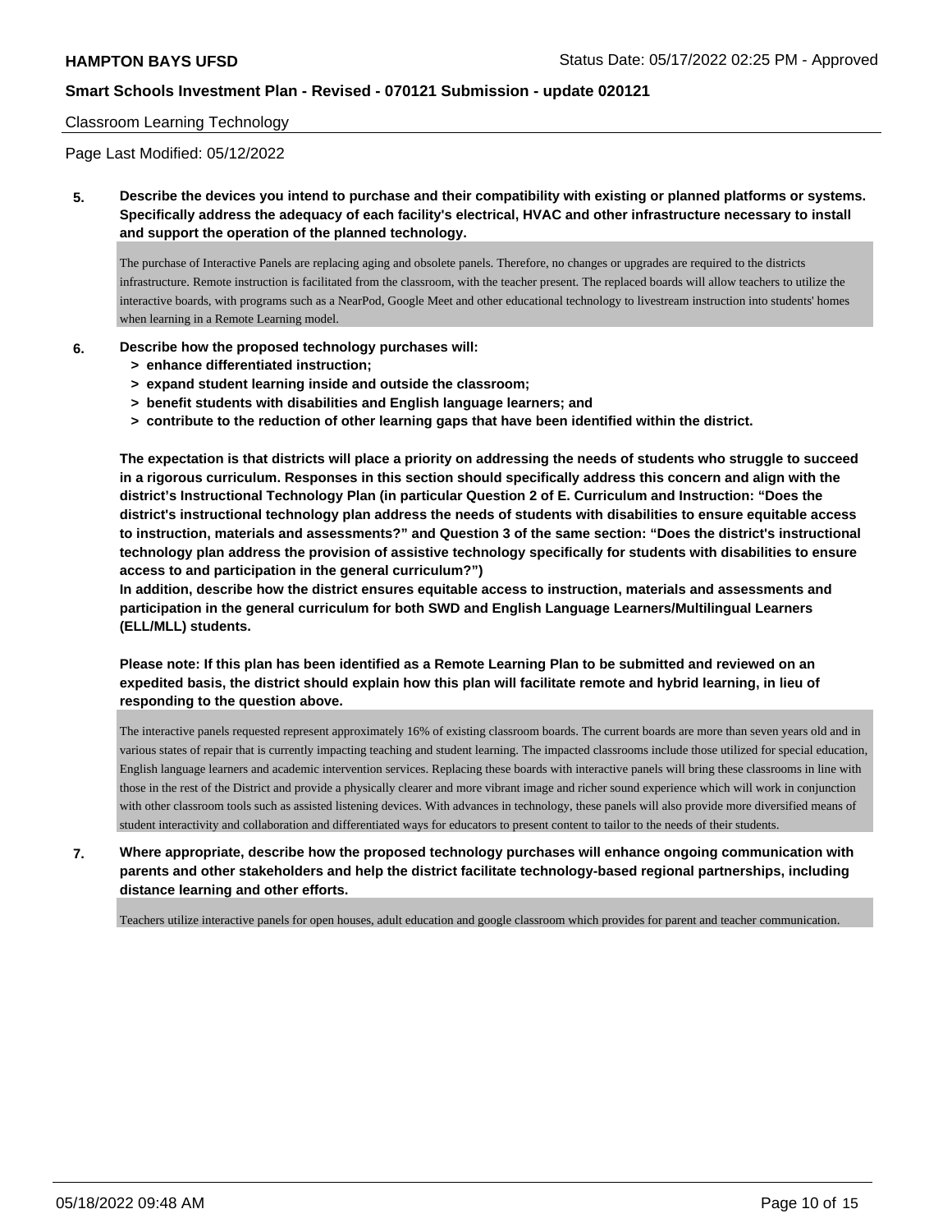Classroom Learning Technology

Page Last Modified: 05/12/2022

**5. Describe the devices you intend to purchase and their compatibility with existing or planned platforms or systems. Specifically address the adequacy of each facility's electrical, HVAC and other infrastructure necessary to install and support the operation of the planned technology.**

The purchase of Interactive Panels are replacing aging and obsolete panels. Therefore, no changes or upgrades are required to the districts infrastructure. Remote instruction is facilitated from the classroom, with the teacher present. The replaced boards will allow teachers to utilize the interactive boards, with programs such as a NearPod, Google Meet and other educational technology to livestream instruction into students' homes when learning in a Remote Learning model.

**6. Describe how the proposed technology purchases will:**
- **> enhance differentiated instruction;**
- **> expand student learning inside and outside the classroom;**
- **> benefit students with disabilities and English language learners; and**
- **> contribute to the reduction of other learning gaps that have been identified within the district.**

**The expectation is that districts will place a priority on addressing the needs of students who struggle to succeed in a rigorous curriculum. Responses in this section should specifically address this concern and align with the district's Instructional Technology Plan (in particular Question 2 of E. Curriculum and Instruction: "Does the district's instructional technology plan address the needs of students with disabilities to ensure equitable access to instruction, materials and assessments?" and Question 3 of the same section: "Does the district's instructional technology plan address the provision of assistive technology specifically for students with disabilities to ensure access to and participation in the general curriculum?")**
**In addition, describe how the district ensures equitable access to instruction, materials and assessments and participation in the general curriculum for both SWD and English Language Learners/Multilingual Learners (ELL/MLL) students.**

**Please note: If this plan has been identified as a Remote Learning Plan to be submitted and reviewed on an expedited basis, the district should explain how this plan will facilitate remote and hybrid learning, in lieu of responding to the question above.**

The interactive panels requested represent approximately 16% of existing classroom boards. The current boards are more than seven years old and in various states of repair that is currently impacting teaching and student learning. The impacted classrooms include those utilized for special education, English language learners and academic intervention services. Replacing these boards with interactive panels will bring these classrooms in line with those in the rest of the District and provide a physically clearer and more vibrant image and richer sound experience which will work in conjunction with other classroom tools such as assisted listening devices. With advances in technology, these panels will also provide more diversified means of student interactivity and collaboration and differentiated ways for educators to present content to tailor to the needs of their students.

**7. Where appropriate, describe how the proposed technology purchases will enhance ongoing communication with parents and other stakeholders and help the district facilitate technology-based regional partnerships, including distance learning and other efforts.**

Teachers utilize interactive panels for open houses, adult education and google classroom which provides for parent and teacher communication.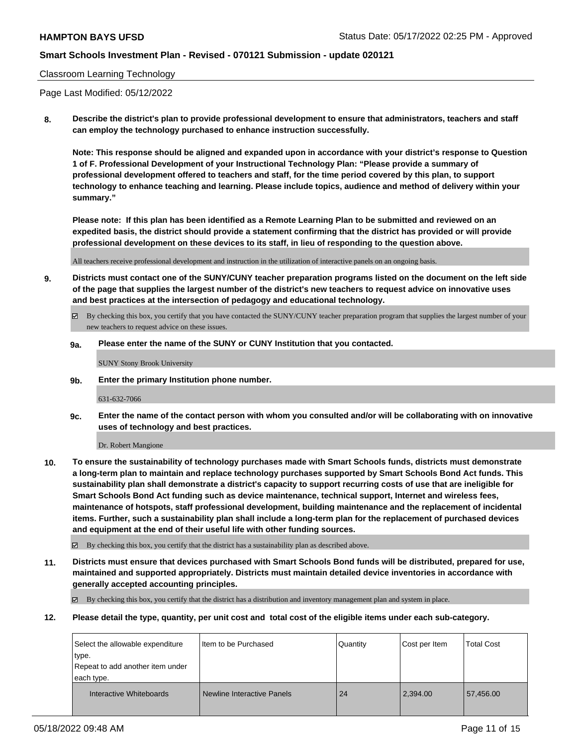Classroom Learning Technology

Page Last Modified: 05/12/2022

**8. Describe the district's plan to provide professional development to ensure that administrators, teachers and staff can employ the technology purchased to enhance instruction successfully.**

**Note: This response should be aligned and expanded upon in accordance with your district's response to Question 1 of F. Professional Development of your Instructional Technology Plan: "Please provide a summary of professional development offered to teachers and staff, for the time period covered by this plan, to support technology to enhance teaching and learning. Please include topics, audience and method of delivery within your summary."**

**Please note: If this plan has been identified as a Remote Learning Plan to be submitted and reviewed on an expedited basis, the district should provide a statement confirming that the district has provided or will provide professional development on these devices to its staff, in lieu of responding to the question above.**

All teachers receive professional development and instruction in the utilization of interactive panels on an ongoing basis.

**9. Districts must contact one of the SUNY/CUNY teacher preparation programs listed on the document on the left side of the page that supplies the largest number of the district's new teachers to request advice on innovative uses and best practices at the intersection of pedagogy and educational technology.**

☑ By checking this box, you certify that you have contacted the SUNY/CUNY teacher preparation program that supplies the largest number of your new teachers to request advice on these issues.

**9a. Please enter the name of the SUNY or CUNY Institution that you contacted.**

SUNY Stony Brook University

**9b. Enter the primary Institution phone number.**

631-632-7066

**9c. Enter the name of the contact person with whom you consulted and/or will be collaborating with on innovative uses of technology and best practices.**

Dr. Robert Mangione

**10. To ensure the sustainability of technology purchases made with Smart Schools funds, districts must demonstrate a long-term plan to maintain and replace technology purchases supported by Smart Schools Bond Act funds. This sustainability plan shall demonstrate a district's capacity to support recurring costs of use that are ineligible for Smart Schools Bond Act funding such as device maintenance, technical support, Internet and wireless fees, maintenance of hotspots, staff professional development, building maintenance and the replacement of incidental items. Further, such a sustainability plan shall include a long-term plan for the replacement of purchased devices and equipment at the end of their useful life with other funding sources.**

☑ By checking this box, you certify that the district has a sustainability plan as described above.

**11. Districts must ensure that devices purchased with Smart Schools Bond funds will be distributed, prepared for use, maintained and supported appropriately. Districts must maintain detailed device inventories in accordance with generally accepted accounting principles.**

☑ By checking this box, you certify that the district has a distribution and inventory management plan and system in place.

**12. Please detail the type, quantity, per unit cost and total cost of the eligible items under each sub-category.**

| Select the allowable expenditure type. Repeat to add another item under each type. | Item to be Purchased | Quantity | Cost per Item | Total Cost |
|---|---|---|---|---|
| Interactive Whiteboards | Newline Interactive Panels | 24 | 2,394.00 | 57,456.00 |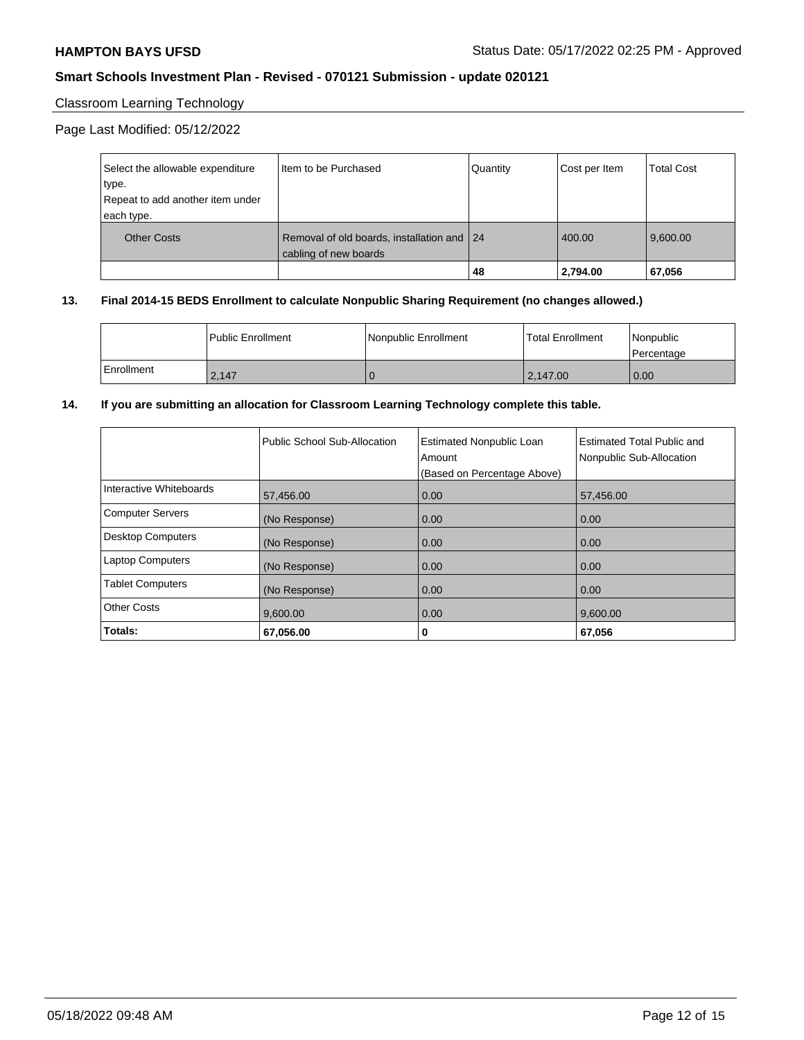Classroom Learning Technology

Page Last Modified: 05/12/2022

| Select the allowable expenditure type. Repeat to add another item under each type. | Item to be Purchased | Quantity | Cost per Item | Total Cost |
|---|---|---|---|---|
| Other Costs | Removal of old boards, installation and cabling of new boards | 24 | 400.00 | 9,600.00 |
| | | **48** | **2,794.00** | **67,056** |

**13. Final 2014-15 BEDS Enrollment to calculate Nonpublic Sharing Requirement (no changes allowed.)**

| | Public Enrollment | Nonpublic Enrollment | Total Enrollment | Nonpublic Percentage |
|---|---|---|---|---|
| Enrollment | 2,147 | 0 | 2,147.00 | 0.00 |

**14. If you are submitting an allocation for Classroom Learning Technology complete this table.**

| | Public School Sub-Allocation | Estimated Nonpublic Loan Amount (Based on Percentage Above) | Estimated Total Public and Nonpublic Sub-Allocation |
|---|---|---|---|
| Interactive Whiteboards | 57,456.00 | 0.00 | 57,456.00 |
| Computer Servers | (No Response) | 0.00 | 0.00 |
| Desktop Computers | (No Response) | 0.00 | 0.00 |
| Laptop Computers | (No Response) | 0.00 | 0.00 |
| Tablet Computers | (No Response) | 0.00 | 0.00 |
| Other Costs | 9,600.00 | 0.00 | 9,600.00 |
| **Totals:** | **67,056.00** | **0** | **67,056** |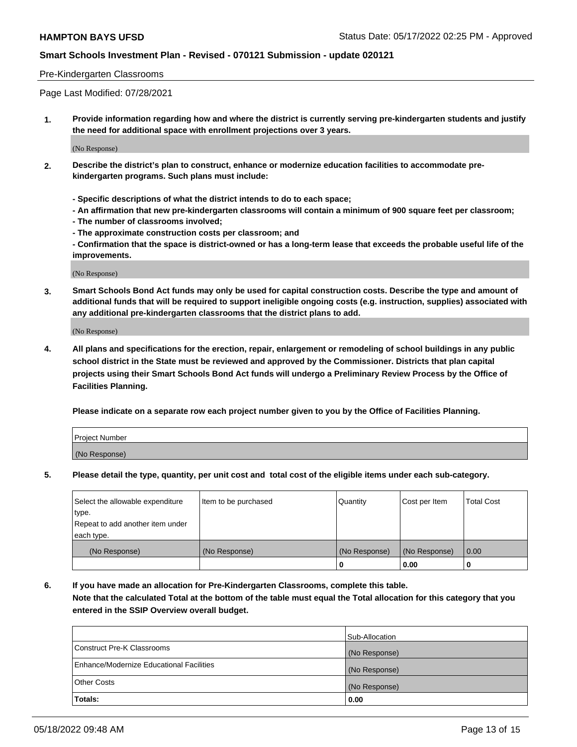Pre-Kindergarten Classrooms

Page Last Modified: 07/28/2021

**1. Provide information regarding how and where the district is currently serving pre-kindergarten students and justify the need for additional space with enrollment projections over 3 years.**

(No Response)

**2. Describe the district's plan to construct, enhance or modernize education facilities to accommodate pre-kindergarten programs. Such plans must include:**

**- Specific descriptions of what the district intends to do to each space;**
**- An affirmation that new pre-kindergarten classrooms will contain a minimum of 900 square feet per classroom;**
**- The number of classrooms involved;**
**- The approximate construction costs per classroom; and**
**- Confirmation that the space is district-owned or has a long-term lease that exceeds the probable useful life of the improvements.**

(No Response)

**3. Smart Schools Bond Act funds may only be used for capital construction costs. Describe the type and amount of additional funds that will be required to support ineligible ongoing costs (e.g. instruction, supplies) associated with any additional pre-kindergarten classrooms that the district plans to add.**

(No Response)

**4. All plans and specifications for the erection, repair, enlargement or remodeling of school buildings in any public school district in the State must be reviewed and approved by the Commissioner. Districts that plan capital projects using their Smart Schools Bond Act funds will undergo a Preliminary Review Process by the Office of Facilities Planning.**

**Please indicate on a separate row each project number given to you by the Office of Facilities Planning.**

| Project Number |
|---|
| (No Response) |

**5. Please detail the type, quantity, per unit cost and total cost of the eligible items under each sub-category.**

| Select the allowable expenditure type. Repeat to add another item under each type. | Item to be purchased | Quantity | Cost per Item | Total Cost |
|---|---|---|---|---|
| (No Response) | (No Response) | (No Response) | (No Response) | 0.00 |
| | | **0** | **0.00** | **0** |

**6. If you have made an allocation for Pre-Kindergarten Classrooms, complete this table.**
**Note that the calculated Total at the bottom of the table must equal the Total allocation for this category that you entered in the SSIP Overview overall budget.**

| | Sub-Allocation |
|---|---|
| Construct Pre-K Classrooms | (No Response) |
| Enhance/Modernize Educational Facilities | (No Response) |
| Other Costs | (No Response) |
| **Totals:** | **0.00** |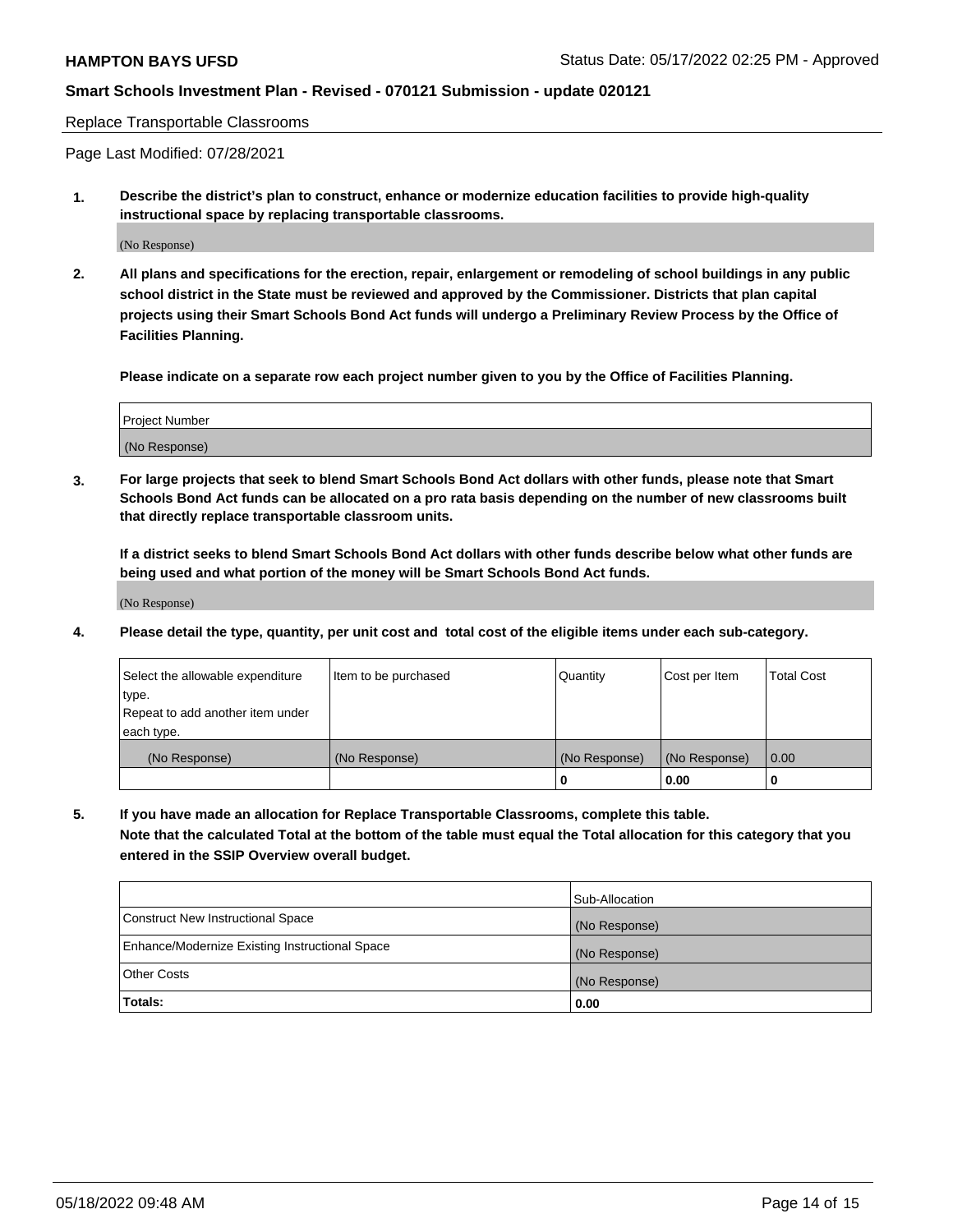Replace Transportable Classrooms

Page Last Modified: 07/28/2021

**1. Describe the district's plan to construct, enhance or modernize education facilities to provide high-quality instructional space by replacing transportable classrooms.**

(No Response)

**2. All plans and specifications for the erection, repair, enlargement or remodeling of school buildings in any public school district in the State must be reviewed and approved by the Commissioner. Districts that plan capital projects using their Smart Schools Bond Act funds will undergo a Preliminary Review Process by the Office of Facilities Planning.**

**Please indicate on a separate row each project number given to you by the Office of Facilities Planning.**

| Project Number |
| --- |
| (No Response) |

**3. For large projects that seek to blend Smart Schools Bond Act dollars with other funds, please note that Smart Schools Bond Act funds can be allocated on a pro rata basis depending on the number of new classrooms built that directly replace transportable classroom units.**

**If a district seeks to blend Smart Schools Bond Act dollars with other funds describe below what other funds are being used and what portion of the money will be Smart Schools Bond Act funds.**

(No Response)

**4. Please detail the type, quantity, per unit cost and total cost of the eligible items under each sub-category.**

| Select the allowable expenditure type. Repeat to add another item under each type. | Item to be purchased | Quantity | Cost per Item | Total Cost |
| --- | --- | --- | --- | --- |
| (No Response) | (No Response) | (No Response) | (No Response) | 0.00 |
| | | 0 | 0.00 | 0 |

**5. If you have made an allocation for Replace Transportable Classrooms, complete this table. Note that the calculated Total at the bottom of the table must equal the Total allocation for this category that you entered in the SSIP Overview overall budget.**

| | Sub-Allocation |
| --- | --- |
| Construct New Instructional Space | (No Response) |
| Enhance/Modernize Existing Instructional Space | (No Response) |
| Other Costs | (No Response) |
| **Totals:** | 0.00 |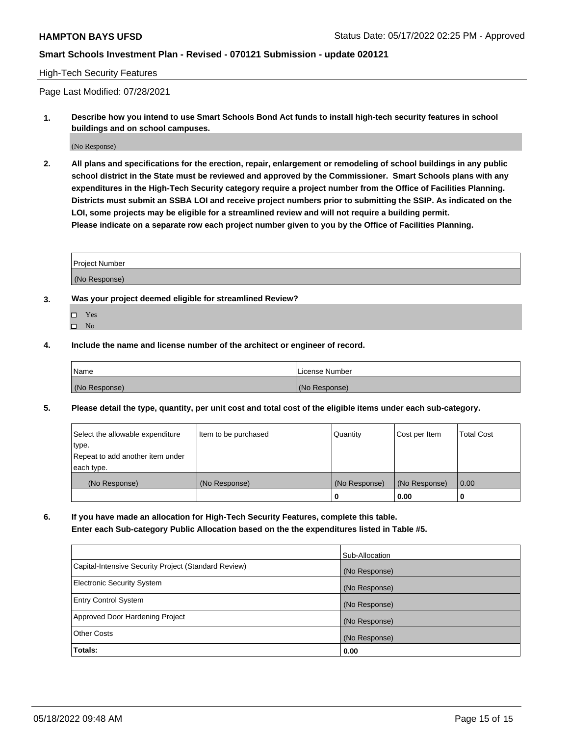High-Tech Security Features

Page Last Modified: 07/28/2021

**1. Describe how you intend to use Smart Schools Bond Act funds to install high-tech security features in school buildings and on school campuses.**

(No Response)

**2. All plans and specifications for the erection, repair, enlargement or remodeling of school buildings in any public school district in the State must be reviewed and approved by the Commissioner. Smart Schools plans with any expenditures in the High-Tech Security category require a project number from the Office of Facilities Planning. Districts must submit an SSBA LOI and receive project numbers prior to submitting the SSIP. As indicated on the LOI, some projects may be eligible for a streamlined review and will not require a building permit. Please indicate on a separate row each project number given to you by the Office of Facilities Planning.**

| Project Number |
|---|
| (No Response) |

**3. Was your project deemed eligible for streamlined Review?**

- ☐ Yes
- ☐ No

**4. Include the name and license number of the architect or engineer of record.**

| Name | License Number |
|---|---|
| (No Response) | (No Response) |

**5. Please detail the type, quantity, per unit cost and total cost of the eligible items under each sub-category.**

| Select the allowable expenditure type. Repeat to add another item under each type. | Item to be purchased | Quantity | Cost per Item | Total Cost |
|---|---|---|---|---|
| (No Response) | (No Response) | (No Response) | (No Response) | 0.00 |
| | | **0** | **0.00** | **0** |

**6. If you have made an allocation for High-Tech Security Features, complete this table. Enter each Sub-category Public Allocation based on the the expenditures listed in Table #5.**

| | Sub-Allocation |
|---|---|
| Capital-Intensive Security Project (Standard Review) | (No Response) |
| Electronic Security System | (No Response) |
| Entry Control System | (No Response) |
| Approved Door Hardening Project | (No Response) |
| Other Costs | (No Response) |
| **Totals:** | **0.00** |